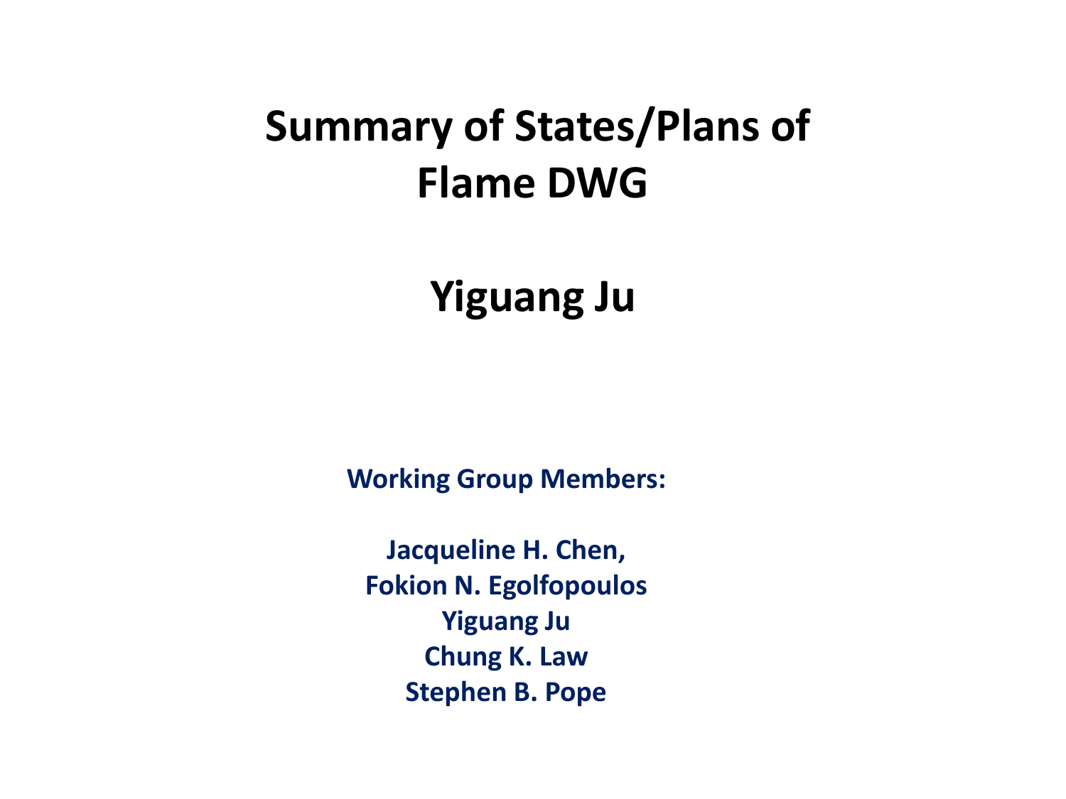# Summary of States/Plans of Flame DWG

## Yiguang Ju

**Working Group Members:**

**Jacqueline H. Chen,**
**Fokion N. Egolfopoulos**
**Yiguang Ju**
**Chung K. Law**
**Stephen B. Pope**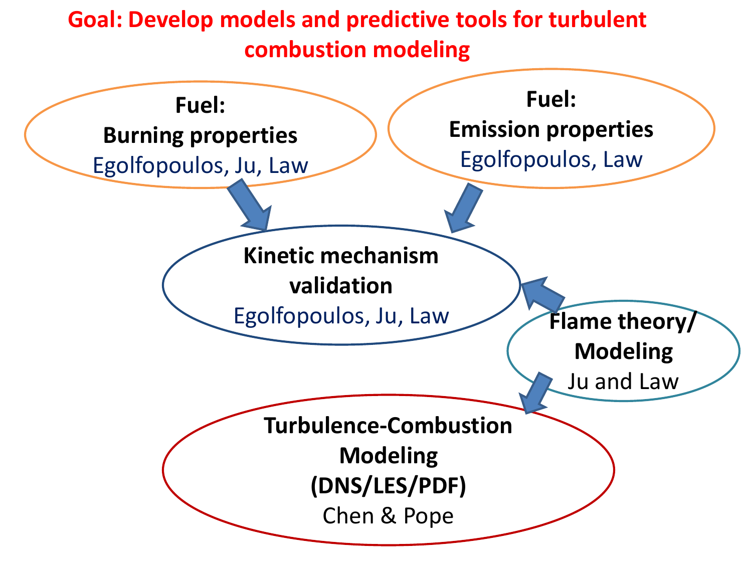# Goal: Develop models and predictive tools for turbulent combustion modeling

**Fuel: Burning properties**
Egolfopoulos, Ju, Law

**Fuel: Emission properties**
Egolfopoulos, Law

**Kinetic mechanism validation**
Egolfopoulos, Ju, Law

**Flame theory/ Modeling**
Ju and Law

**Turbulence-Combustion Modeling (DNS/LES/PDF)**
Chen & Pope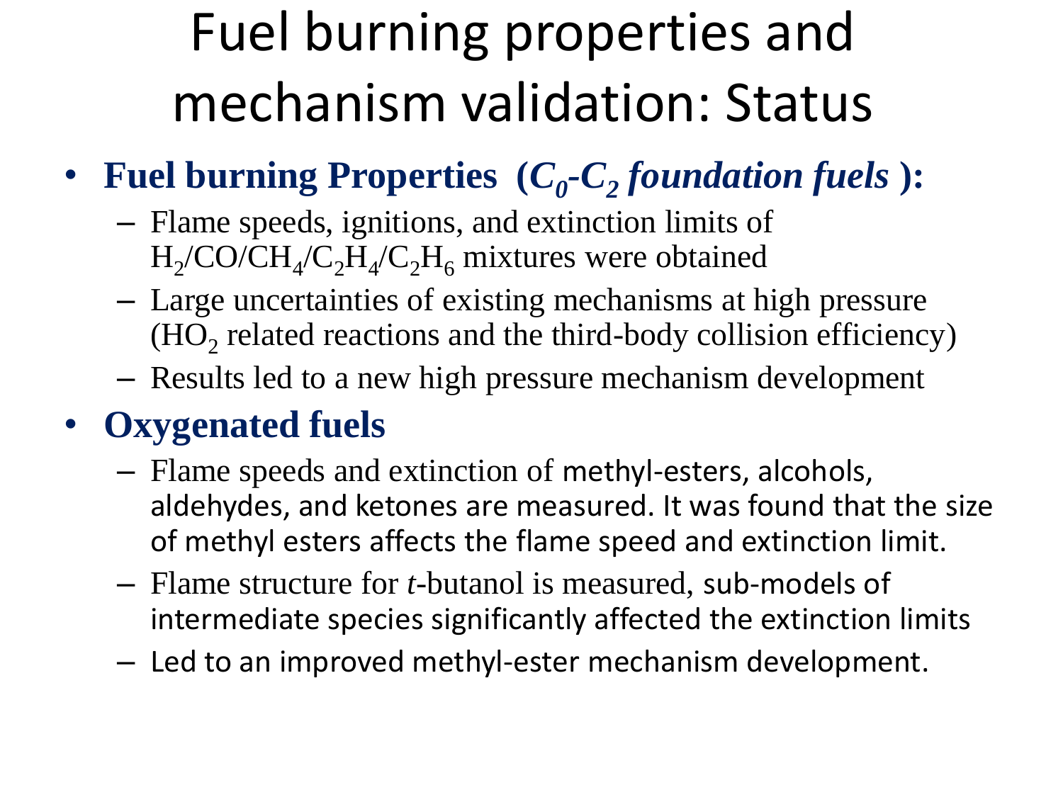# Fuel burning properties and mechanism validation: Status

- **Fuel burning Properties (*$C_0$-$C_2$ foundation fuels*):**
  - Flame speeds, ignitions, and extinction limits of $H_2$/$CO$/$CH_4$/$C_2H_4$/$C_2H_6$ mixtures were obtained
  - Large uncertainties of existing mechanisms at high pressure ($HO_2$ related reactions and the third-body collision efficiency)
  - Results led to a new high pressure mechanism development
- **Oxygenated fuels**
  - Flame speeds and extinction of methyl-esters, alcohols, aldehydes, and ketones are measured. It was found that the size of methyl esters affects the flame speed and extinction limit.
  - Flame structure for *t*-butanol is measured, sub-models of intermediate species significantly affected the extinction limits
  - Led to an improved methyl-ester mechanism development.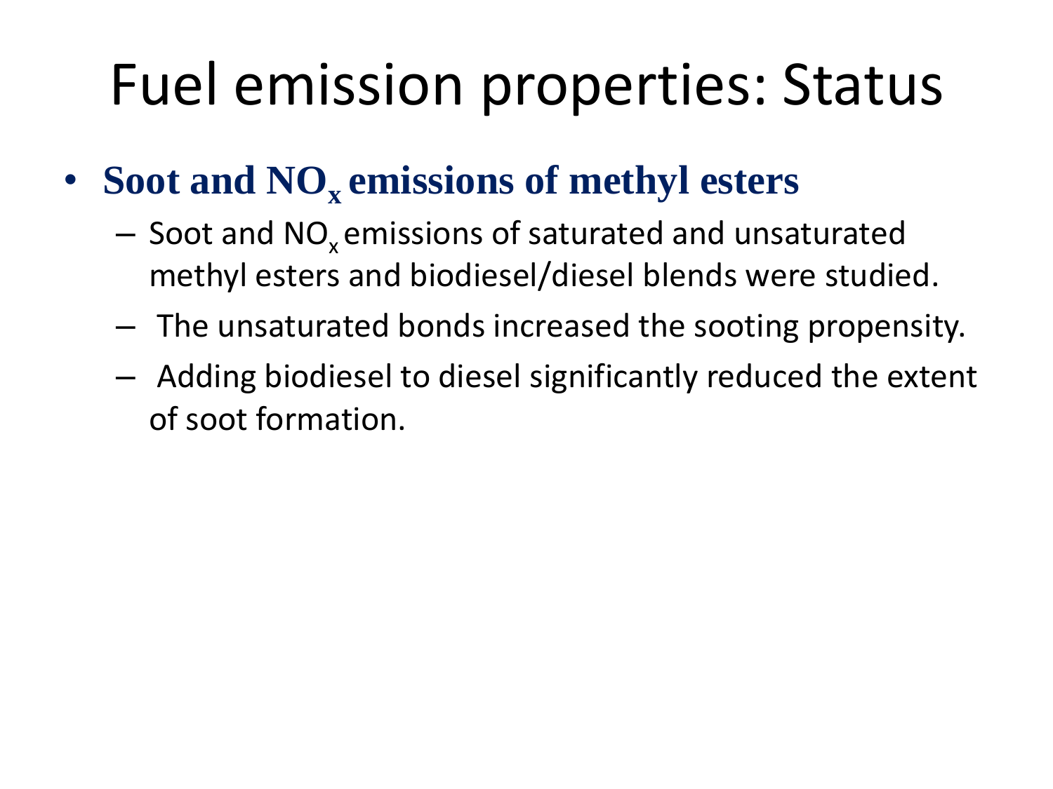# Fuel emission properties: Status

- **Soot and $NO_x$ emissions of methyl esters**
  - Soot and $NO_x$ emissions of saturated and unsaturated methyl esters and biodiesel/diesel blends were studied.
  - The unsaturated bonds increased the sooting propensity.
  - Adding biodiesel to diesel significantly reduced the extent of soot formation.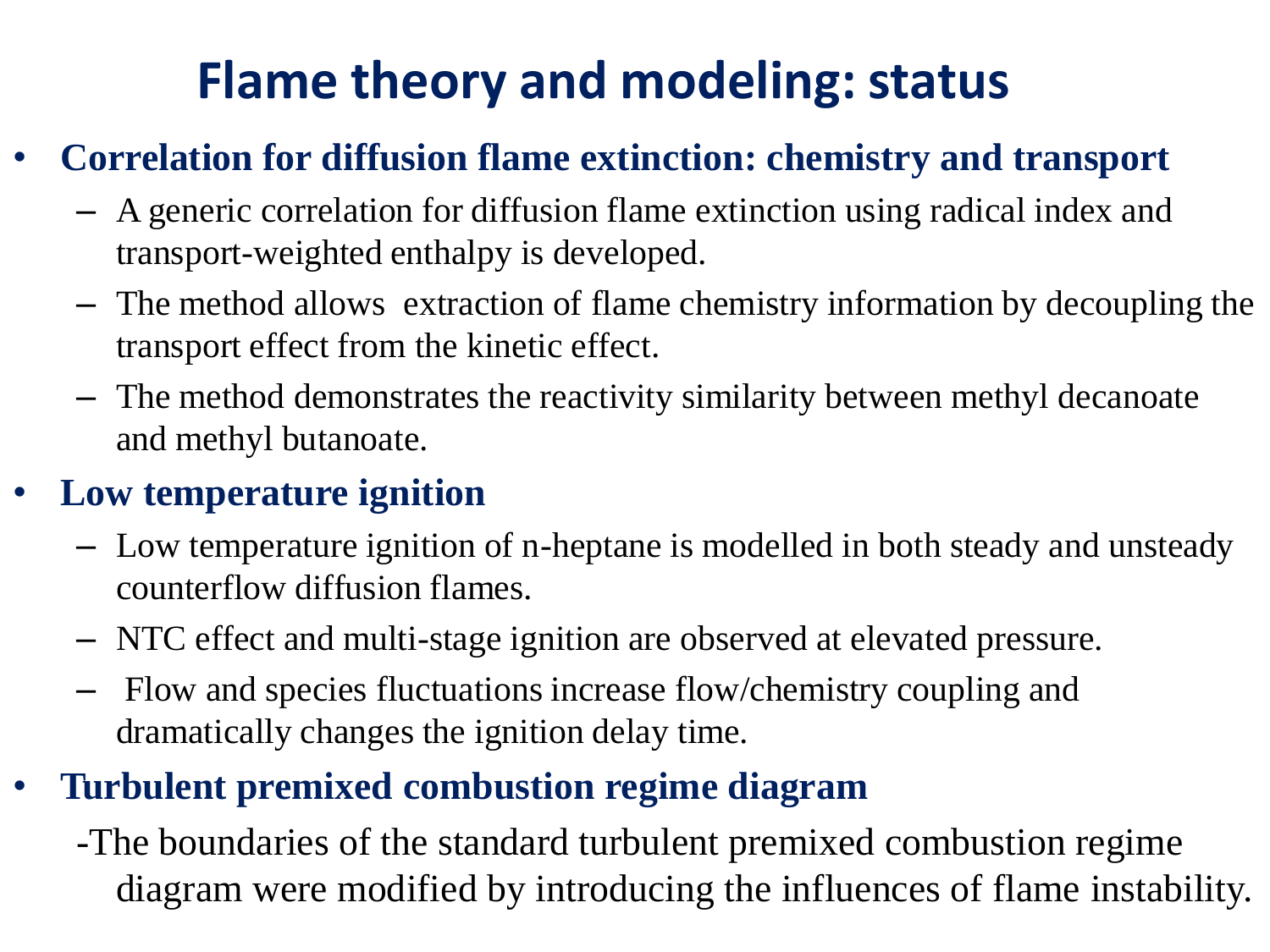# Flame theory and modeling: status

- **Correlation for diffusion flame extinction: chemistry and transport**
  - A generic correlation for diffusion flame extinction using radical index and transport-weighted enthalpy is developed.
  - The method allows extraction of flame chemistry information by decoupling the transport effect from the kinetic effect.
  - The method demonstrates the reactivity similarity between methyl decanoate and methyl butanoate.
- **Low temperature ignition**
  - Low temperature ignition of n-heptane is modelled in both steady and unsteady counterflow diffusion flames.
  - NTC effect and multi-stage ignition are observed at elevated pressure.
  - Flow and species fluctuations increase flow/chemistry coupling and dramatically changes the ignition delay time.
- **Turbulent premixed combustion regime diagram**
  - The boundaries of the standard turbulent premixed combustion regime diagram were modified by introducing the influences of flame instability.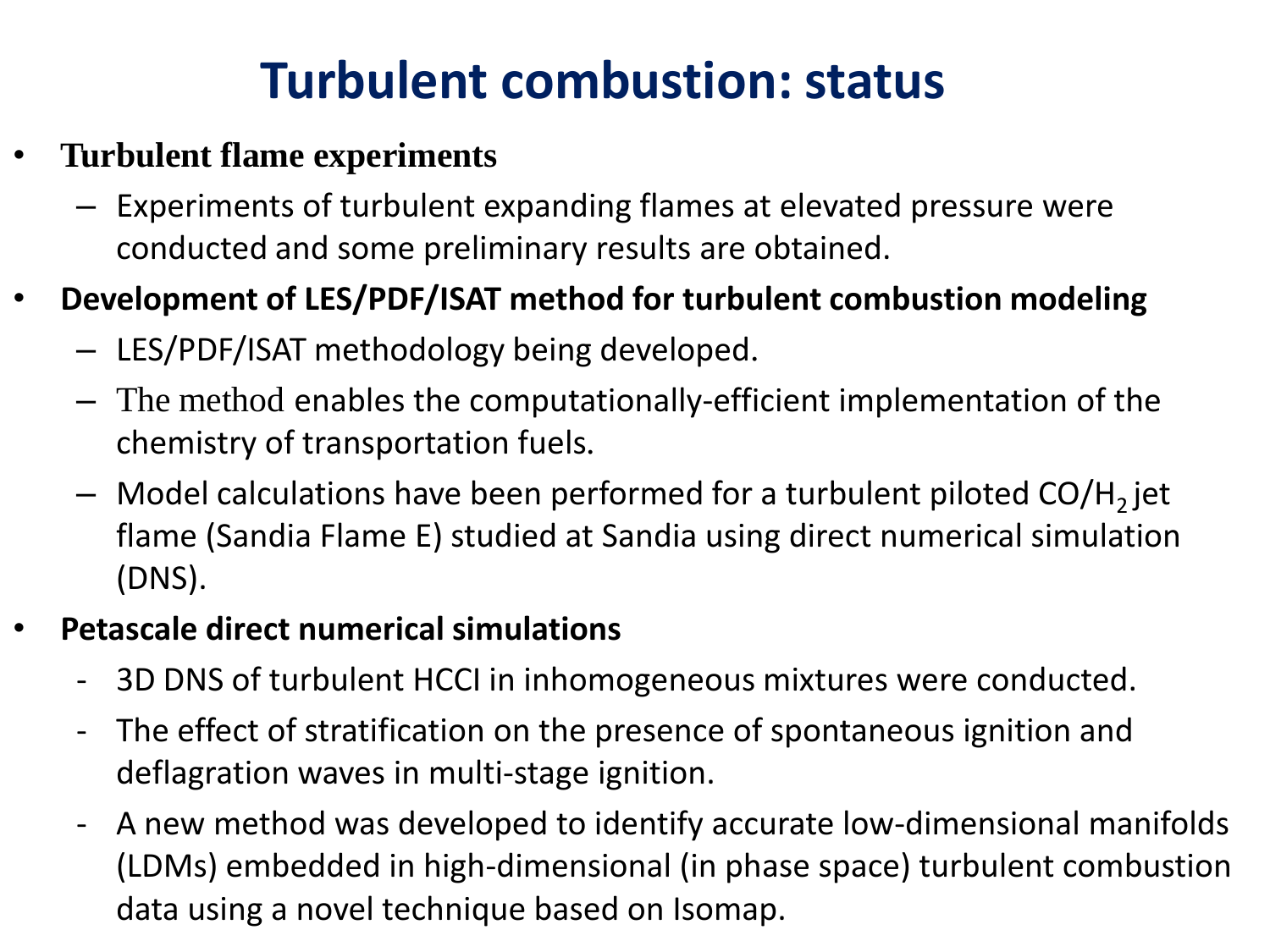# Turbulent combustion: status

- **Turbulent flame experiments**
  - Experiments of turbulent expanding flames at elevated pressure were conducted and some preliminary results are obtained.
- **Development of LES/PDF/ISAT method for turbulent combustion modeling**
  - LES/PDF/ISAT methodology being developed.
  - The method enables the computationally-efficient implementation of the chemistry of transportation fuels.
  - Model calculations have been performed for a turbulent piloted $CO/H_2$ jet flame (Sandia Flame E) studied at Sandia using direct numerical simulation (DNS).
- **Petascale direct numerical simulations**
  - 3D DNS of turbulent HCCI in inhomogeneous mixtures were conducted.
  - The effect of stratification on the presence of spontaneous ignition and deflagration waves in multi-stage ignition.
  - A new method was developed to identify accurate low-dimensional manifolds (LDMs) embedded in high-dimensional (in phase space) turbulent combustion data using a novel technique based on Isomap.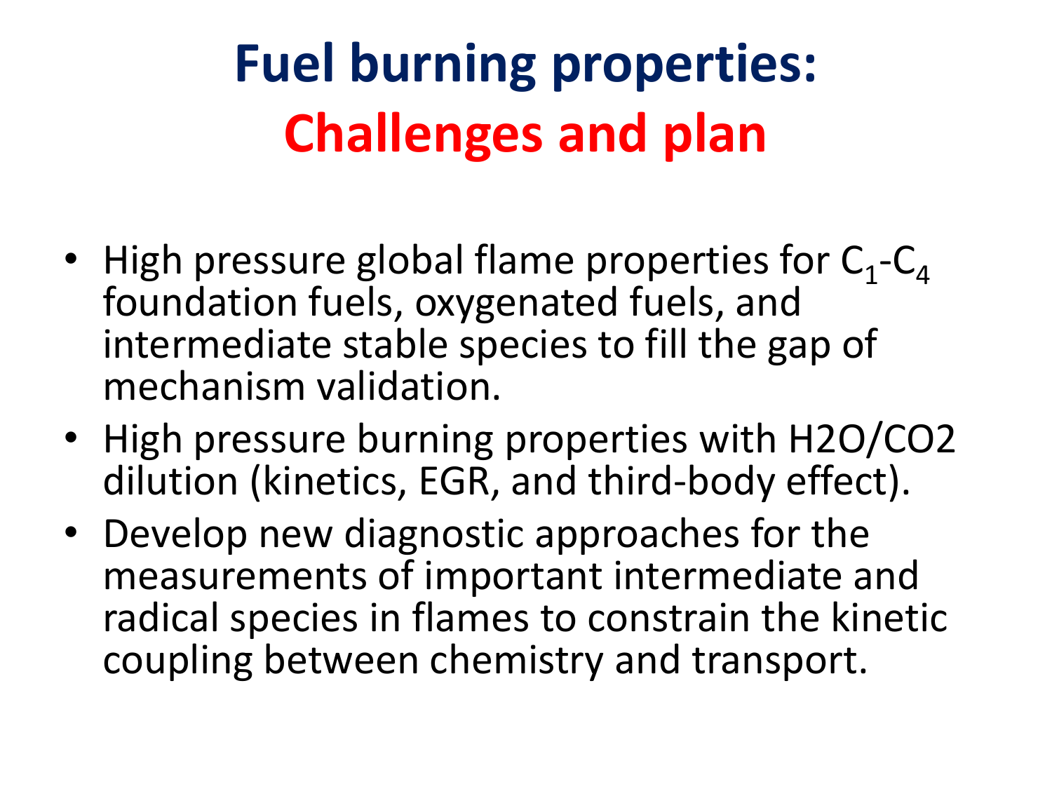# Fuel burning properties: Challenges and plan

- High pressure global flame properties for $C_1$-$C_4$ foundation fuels, oxygenated fuels, and intermediate stable species to fill the gap of mechanism validation.
- High pressure burning properties with H2O/CO2 dilution (kinetics, EGR, and third-body effect).
- Develop new diagnostic approaches for the measurements of important intermediate and radical species in flames to constrain the kinetic coupling between chemistry and transport.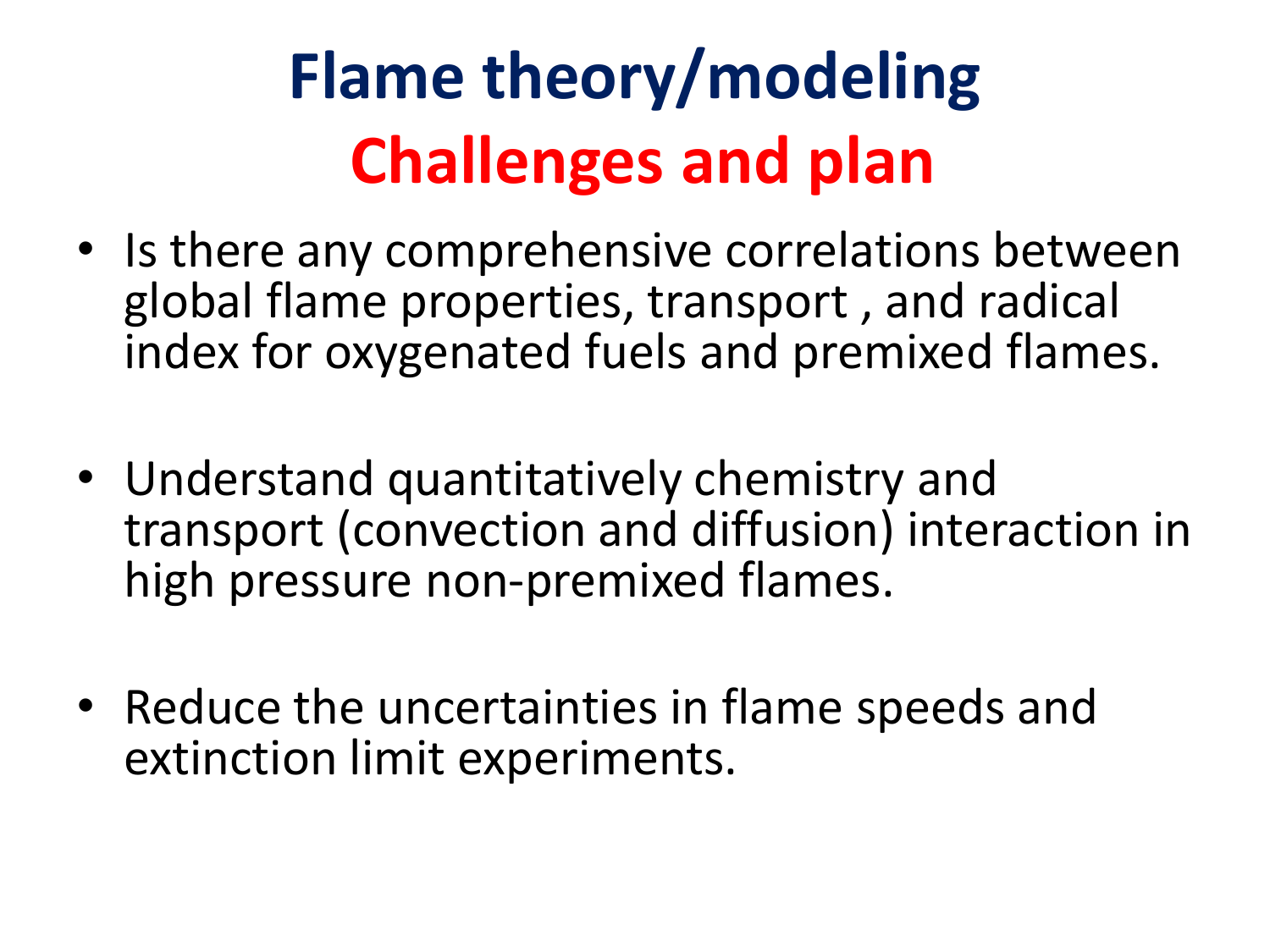# Flame theory/modeling

## Challenges and plan

- Is there any comprehensive correlations between global flame properties, transport , and radical index for oxygenated fuels and premixed flames.
- Understand quantitatively chemistry and transport (convection and diffusion) interaction in high pressure non-premixed flames.
- Reduce the uncertainties in flame speeds and extinction limit experiments.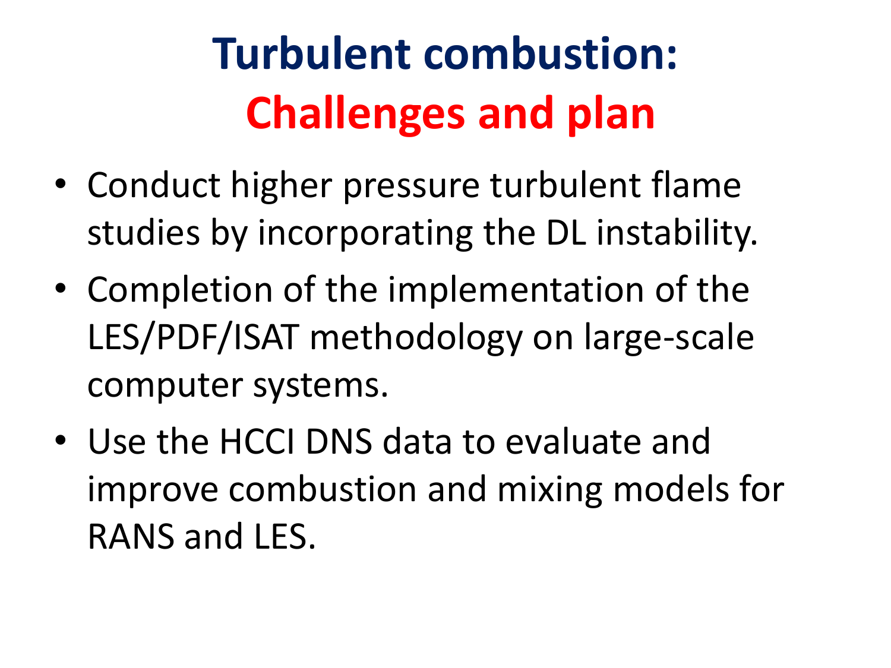# Turbulent combustion: Challenges and plan

- Conduct higher pressure turbulent flame studies by incorporating the DL instability.
- Completion of the implementation of the LES/PDF/ISAT methodology on large-scale computer systems.
- Use the HCCI DNS data to evaluate and improve combustion and mixing models for RANS and LES.